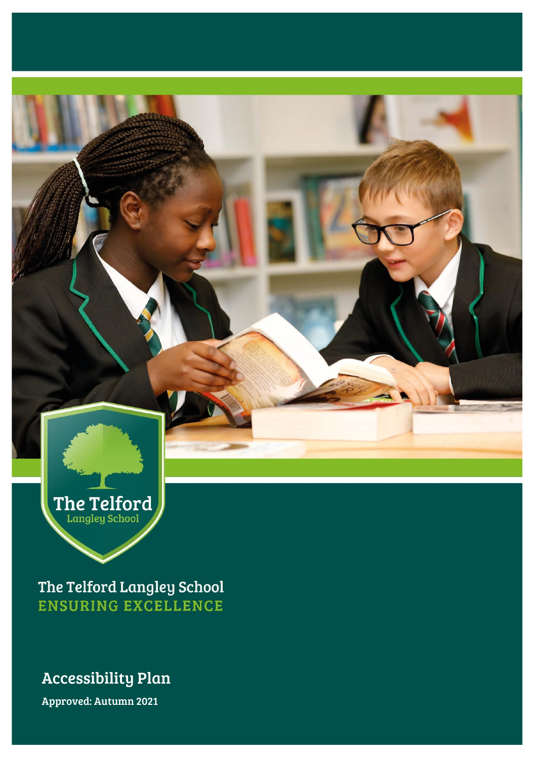The Telford
Langley School

The Telford Langley School
ENSURING EXCELLENCE

# Accessibility Plan

**Approved: Autumn 2021**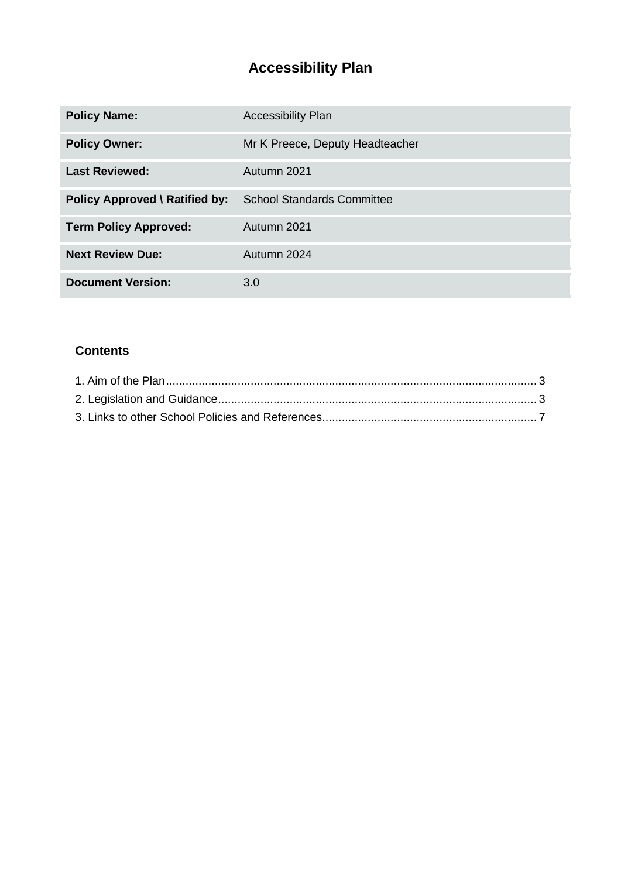# Accessibility Plan

| | |
|---|---|
| **Policy Name:** | Accessibility Plan |
| **Policy Owner:** | Mr K Preece, Deputy Headteacher |
| **Last Reviewed:** | Autumn 2021 |
| **Policy Approved \ Ratified by:** | School Standards Committee |
| **Term Policy Approved:** | Autumn 2021 |
| **Next Review Due:** | Autumn 2024 |
| **Document Version:** | 3.0 |

### Contents

1. Aim of the Plan ........................................................................................................ 3
2. Legislation and Guidance ........................................................................................ 3
3. Links to other School Policies and References ........................................................ 7

---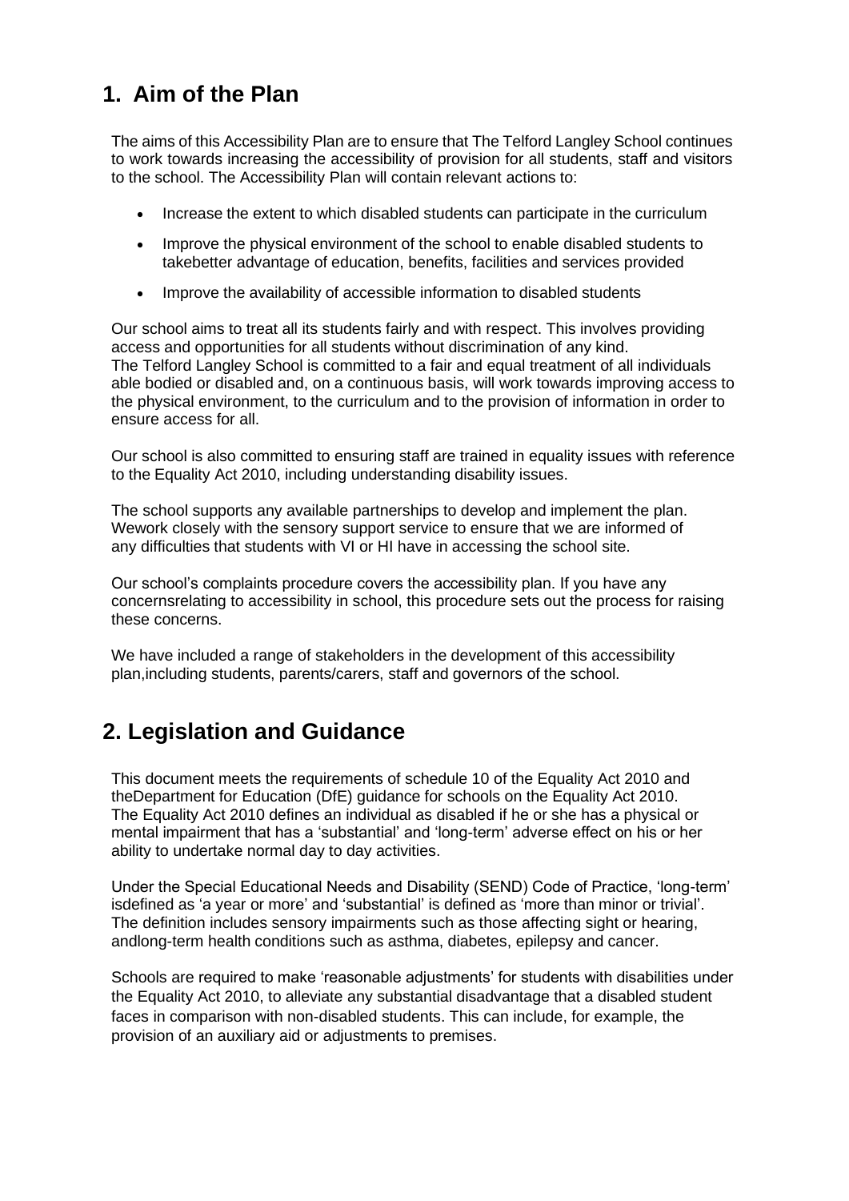## 1. Aim of the Plan

The aims of this Accessibility Plan are to ensure that The Telford Langley School continues to work towards increasing the accessibility of provision for all students, staff and visitors to the school. The Accessibility Plan will contain relevant actions to:

- Increase the extent to which disabled students can participate in the curriculum
- Improve the physical environment of the school to enable disabled students to takebetter advantage of education, benefits, facilities and services provided
- Improve the availability of accessible information to disabled students

Our school aims to treat all its students fairly and with respect. This involves providing access and opportunities for all students without discrimination of any kind. The Telford Langley School is committed to a fair and equal treatment of all individuals able bodied or disabled and, on a continuous basis, will work towards improving access to the physical environment, to the curriculum and to the provision of information in order to ensure access for all.

Our school is also committed to ensuring staff are trained in equality issues with reference to the Equality Act 2010, including understanding disability issues.

The school supports any available partnerships to develop and implement the plan. Wework closely with the sensory support service to ensure that we are informed of any difficulties that students with VI or HI have in accessing the school site.

Our school's complaints procedure covers the accessibility plan. If you have any concernsrelating to accessibility in school, this procedure sets out the process for raising these concerns.

We have included a range of stakeholders in the development of this accessibility plan,including students, parents/carers, staff and governors of the school.

## 2. Legislation and Guidance

This document meets the requirements of schedule 10 of the Equality Act 2010 and theDepartment for Education (DfE) guidance for schools on the Equality Act 2010. The Equality Act 2010 defines an individual as disabled if he or she has a physical or mental impairment that has a 'substantial' and 'long-term' adverse effect on his or her ability to undertake normal day to day activities.

Under the Special Educational Needs and Disability (SEND) Code of Practice, 'long-term' isdefined as 'a year or more' and 'substantial' is defined as 'more than minor or trivial'. The definition includes sensory impairments such as those affecting sight or hearing, andlong-term health conditions such as asthma, diabetes, epilepsy and cancer.

Schools are required to make 'reasonable adjustments' for students with disabilities under the Equality Act 2010, to alleviate any substantial disadvantage that a disabled student faces in comparison with non-disabled students. This can include, for example, the provision of an auxiliary aid or adjustments to premises.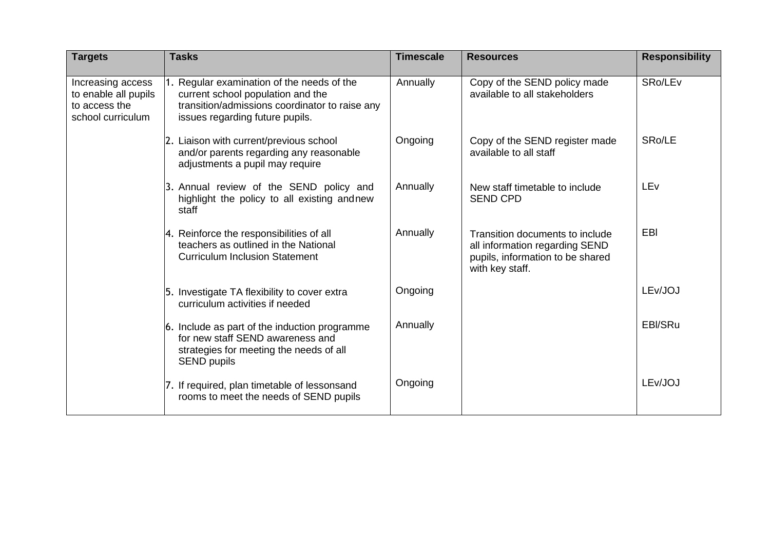| Targets | Tasks | Timescale | Resources | Responsibility |
|---|---|---|---|---|
| Increasing access to enable all pupils to access the school curriculum | 1. Regular examination of the needs of the current school population and the transition/admissions coordinator to raise any issues regarding future pupils. | Annually | Copy of the SEND policy made available to all stakeholders | SRo/LEv |
| | 2. Liaison with current/previous school and/or parents regarding any reasonable adjustments a pupil may require | Ongoing | Copy of the SEND register made available to all staff | SRo/LE |
| | 3. Annual review of the SEND policy and highlight the policy to all existing andnew staff | Annually | New staff timetable to include SEND CPD | LEv |
| | 4. Reinforce the responsibilities of all teachers as outlined in the National Curriculum Inclusion Statement | Annually | Transition documents to include all information regarding SEND pupils, information to be shared with key staff. | EBl |
| | 5. Investigate TA flexibility to cover extra curriculum activities if needed | Ongoing | | LEv/JOJ |
| | 6. Include as part of the induction programme for new staff SEND awareness and strategies for meeting the needs of all SEND pupils | Annually | | EBl/SRu |
| | 7. If required, plan timetable of lessonsand rooms to meet the needs of SEND pupils | Ongoing | | LEv/JOJ |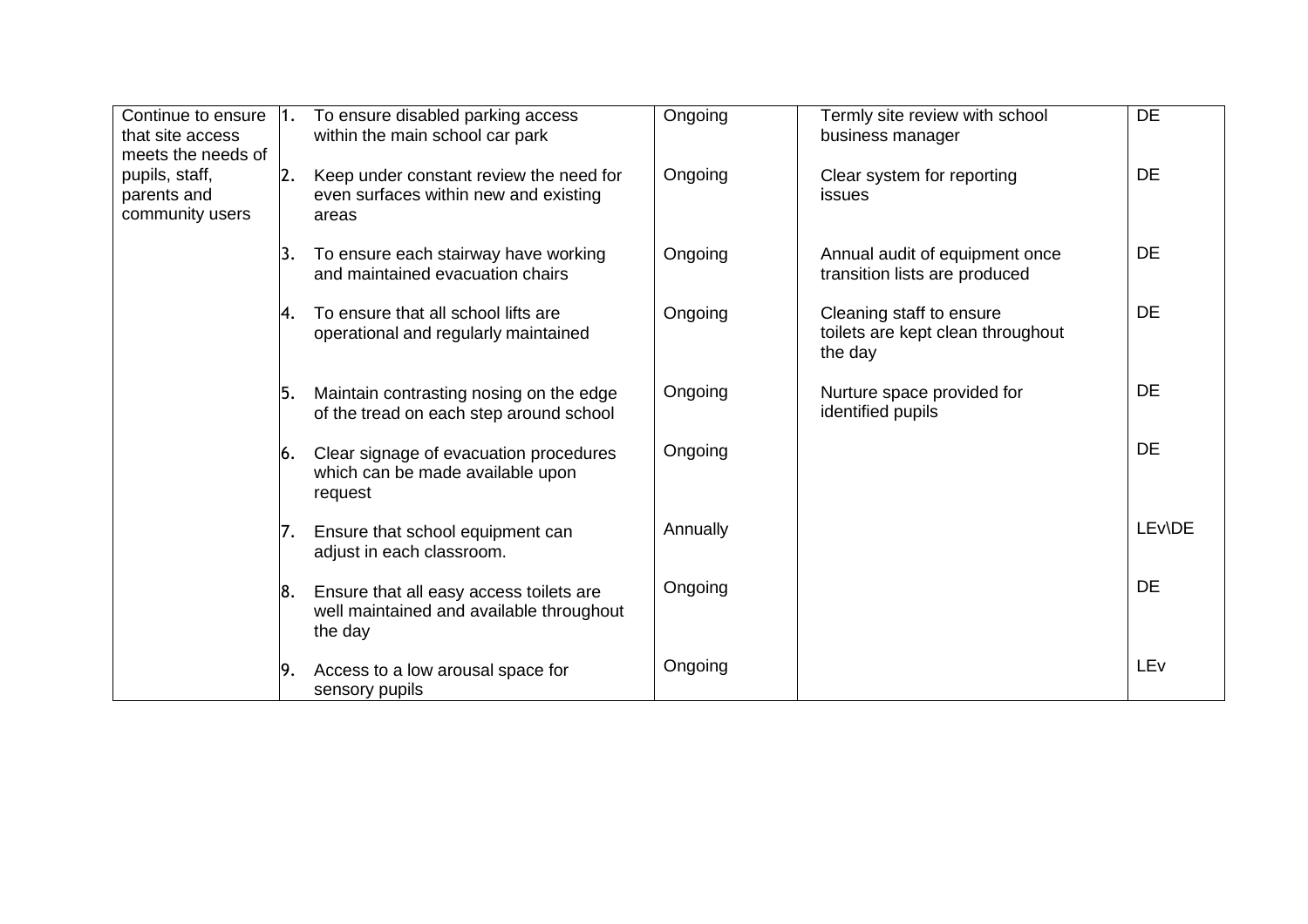| | | | | |
|---|---|---|---|---|
| Continue to ensure that site access meets the needs of pupils, staff, parents and community users | 1. To ensure disabled parking access within the main school car park | Ongoing | Termly site review with school business manager | DE |
| | 2. Keep under constant review the need for even surfaces within new and existing areas | Ongoing | Clear system for reporting issues | DE |
| | 3. To ensure each stairway have working and maintained evacuation chairs | Ongoing | Annual audit of equipment once transition lists are produced | DE |
| | 4. To ensure that all school lifts are operational and regularly maintained | Ongoing | Cleaning staff to ensure toilets are kept clean throughout the day | DE |
| | 5. Maintain contrasting nosing on the edge of the tread on each step around school | Ongoing | Nurture space provided for identified pupils | DE |
| | 6. Clear signage of evacuation procedures which can be made available upon request | Ongoing | | DE |
| | 7. Ensure that school equipment can adjust in each classroom. | Annually | | LEv\DE |
| | 8. Ensure that all easy access toilets are well maintained and available throughout the day | Ongoing | | DE |
| | 9. Access to a low arousal space for sensory pupils | Ongoing | | LEv |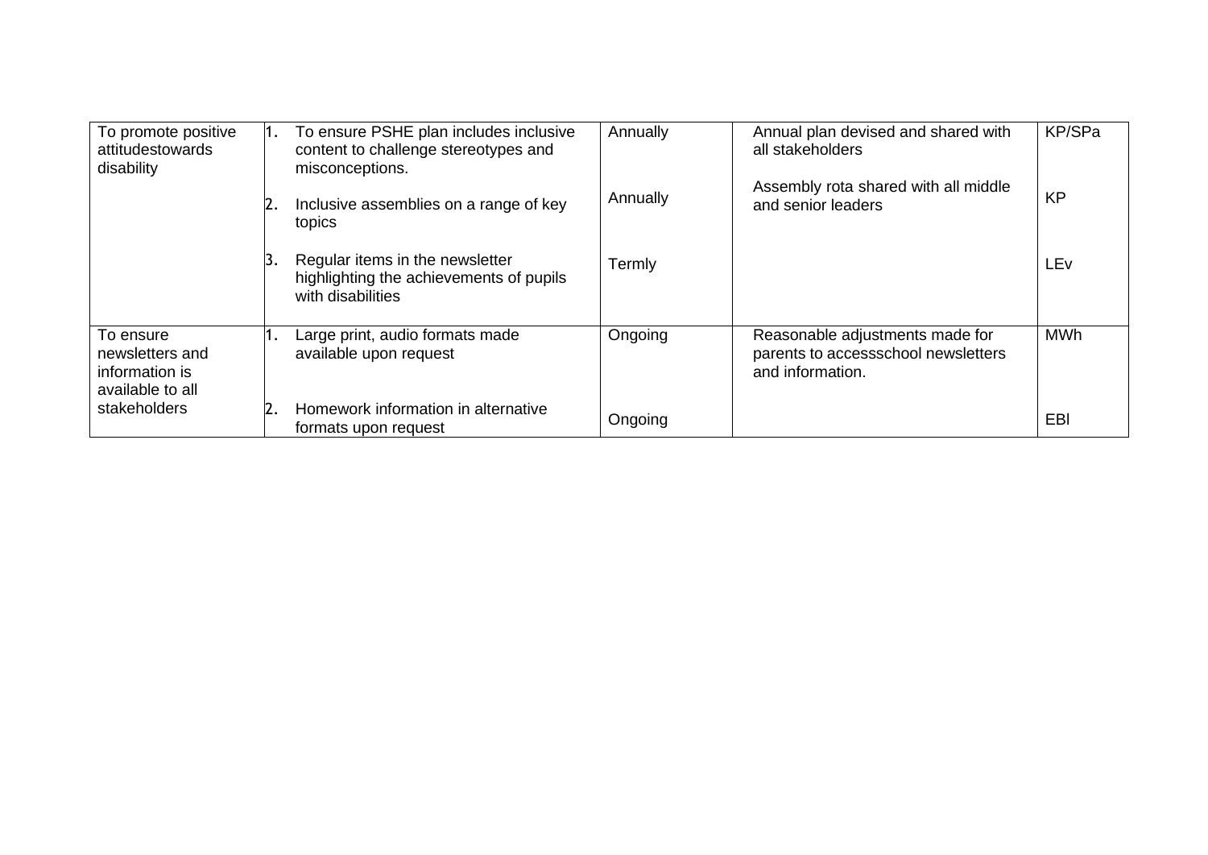| | | | | |
|---|---|---|---|---|
| To promote positive attitudestowards disability | 1. To ensure PSHE plan includes inclusive content to challenge stereotypes and misconceptions.<br><br>2. Inclusive assemblies on a range of key topics<br><br>3. Regular items in the newsletter highlighting the achievements of pupils with disabilities | Annually<br><br>Annually<br><br>Termly | Annual plan devised and shared with all stakeholders<br><br>Assembly rota shared with all middle and senior leaders | KP/SPa<br><br>KP<br><br>LEv |
| To ensure newsletters and information is available to all stakeholders | 1. Large print, audio formats made available upon request<br><br>2. Homework information in alternative formats upon request | Ongoing<br><br>Ongoing | Reasonable adjustments made for parents to accessschool newsletters and information. | MWh<br><br>EBl |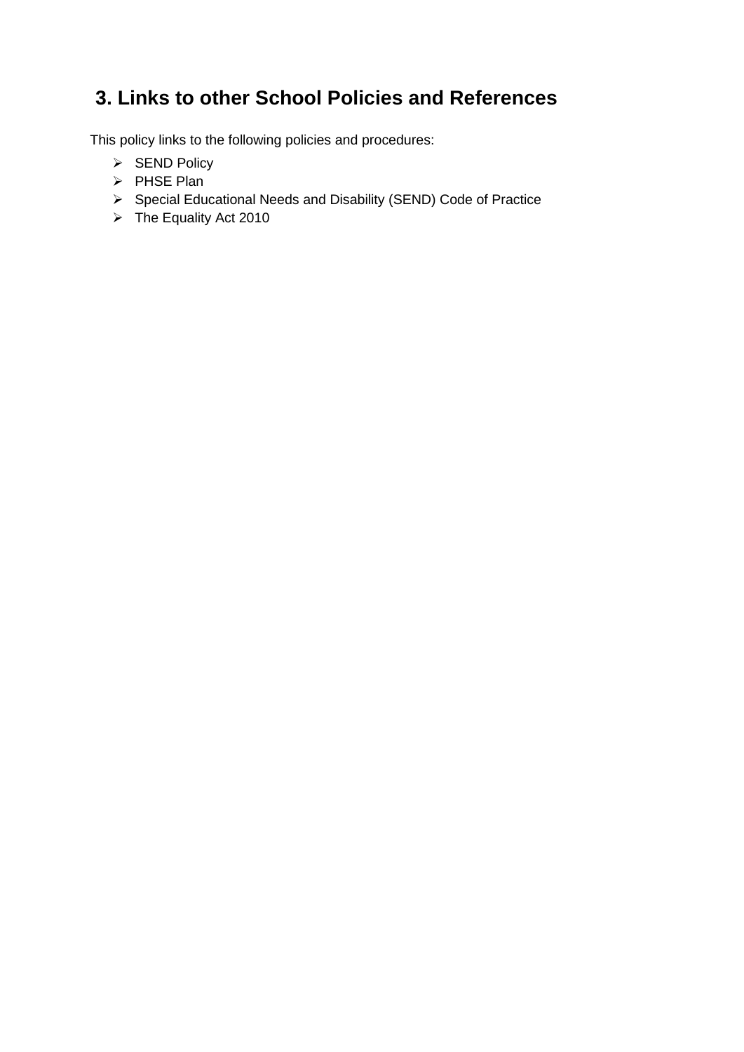## 3. Links to other School Policies and References

This policy links to the following policies and procedures:

- SEND Policy
- PHSE Plan
- Special Educational Needs and Disability (SEND) Code of Practice
- The Equality Act 2010